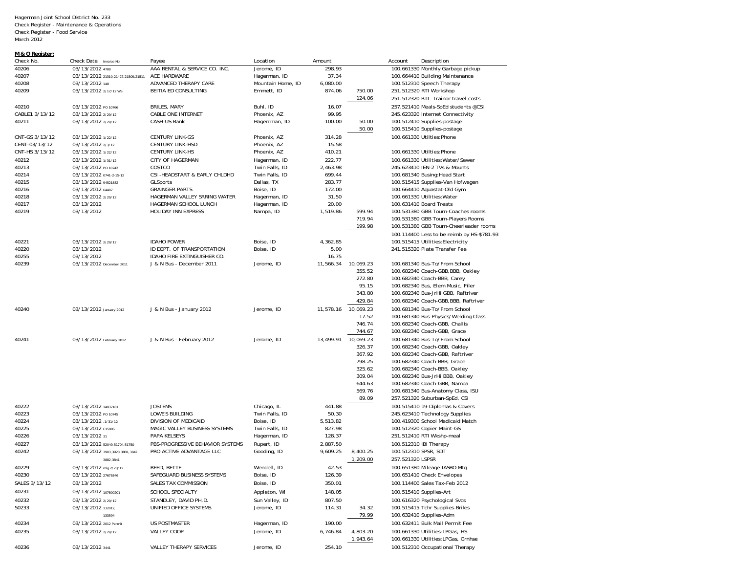Hagerman Joint School District No. 233
Check Register - Maintenance & Operations
Check Register - Food Service
March 2012

**M & O Register:**

| Check No. | Check Date | Invoice No. | Payee | Location | Amount | | Account | Description |
|---|---|---|---|---|---|---|---|---|
| 40206 | 03/13/2012 | 4788 | AAA RENTAL & SERVICE CO. INC. | Jerome, ID | 298.93 | | 100.661330 | Monthly Garbage pickup |
| 40207 | 03/13/2012 | 21310,21427,21509,21511 | ACE HARDWARE | Hagerman, ID | 37.34 | | 100.664410 | Building Maintenance |
| 40208 | 03/13/2012 | 148 | ADVANCED THERAPY CARE | Mountain Home, ID | 6,080.00 | | 100.512310 | Speech Therapy |
| 40209 | 03/13/2012 | 2/17/12 WS | BEITIA ED CONSULTING | Emmett, ID | 874.06 | 750.00 | 251.512320 | RTI Workshop |
| | | | | | | 124.06 | 251.512320 | RTI -Trainor travel costs |
| 40210 | 03/13/2012 | PO 10766 | BRILES, MARY | Buhl, ID | 16.07 | | 257.521410 | Meals-SpEd students @CSI |
| CABLE1 3/13/12 | 03/13/2012 | 2/29/12 | CABLE ONE INTERNET | Phoenix, AZ | 99.95 | | 245.623320 | Internet Connectivity |
| 40211 | 03/13/2012 | 2/29/12 | CASH-US Bank | Hagerrman, ID | 100.00 | 50.00 | 100.512410 | Supplies-postage |
| | | | | | | 50.00 | 100.515410 | Supplies-postage |
| CNT-GS 3/13/12 | 03/13/2012 | 1/22/12 | CENTURY LINK-GS | Phoenix, AZ | 314.28 | | 100.661330 | Utilties:Phone |
| CENT-03/13/12 | 03/13/2012 | 2/3/12 | CENTURY LINK-HSD | Phoenix, AZ | 15.58 | | | |
| CNT-HS 3/13/12 | 03/13/2012 | 1/22/12 | CENTURY LINK-HS | Phoenix, AZ | 410.21 | | 100.661330 | Utilties:Phone |
| 40212 | 03/13/2012 | 1/31/12 | CITY OF HAGERMAN | Hagerman, ID | 222.77 | | 100.661330 | Utilities:Water/Sewer |
| 40213 | 03/13/2012 | PO 10742 | COSTCO | Twin Falls, ID | 2,463.98 | | 245.623410 | IEN-2 TVs & Mounts |
| 40214 | 03/13/2012 | 0741-2-15-12 | CSI -HEADSTART & EARLY CHLDHD | Twin Falls, ID | 699.44 | | 100.681340 | Busing:Head Start |
| 40215 | 03/13/2012 | 94521882 | GLSports | Dallas, TX | 283.77 | | 100.515415 | Supplies-Van Hofwegen |
| 40216 | 03/13/2012 | 64487 | GRAINGER PARTS | Boise, ID | 172.00 | | 100.664410 | Aquastat-Old Gym |
| 40218 | 03/13/2012 | 2/29/12 | HAGERMAN VALLEY SRRING WATER | Hagerman, ID | 31.50 | | 100.661330 | Utilities:Water |
| 40217 | 03/13/2012 | | HAGERMAN SCHOOL LUNCH | Hagerman, ID | 20.00 | | 100.631410 | Board Treats |
| 40219 | 03/13/2012 | | HOLIDAY INN EXPRESS | Nampa, ID | 1,519.86 | 599.94 | 100.531380 | GBB Tourn-Coaches rooms |
| | | | | | | 719.94 | 100.531380 | GBB Tourn-Players Rooms |
| | | | | | | 199.98 | 100.531380 | GBB Tourn-Cheerleader rooms |
| | | | | | | | 100.114400 | Less to be reimb by HS-$781.93 |
| 40221 | 03/13/2012 | 2/29/12 | IDAHO POWER | Boise, ID | 4,362.85 | | 100.515415 | Utilities:Electricity |
| 40220 | 03/13/2012 | | ID DEPT. OF TRANSPORTATION | Boise, ID | 5.00 | | 241.515320 | Plate Transfer Fee |
| 40255 | 03/13/2012 | | IDAHO FIRE EXTINGUISHER CO. | | 16.75 | | | |
| 40239 | 03/13/2012 | December 2011 | J & N Bus - December 2011 | Jerome, ID | 11,566.34 | 10,069.23 | 100.681340 | Bus-To/From School |
| | | | | | | 355.52 | 100.682340 | Coach-GBB,BBB, Oakley |
| | | | | | | 272.80 | 100.682340 | Coach-BBB, Carey |
| | | | | | | 95.15 | 100.682340 | Bus, Elem Music, Filer |
| | | | | | | 343.80 | 100.682340 | Bus-JrHi GBB, Raftriver |
| | | | | | | 429.84 | 100.682340 | Coach-GBB,BBB, Raftriver |
| 40240 | 03/13/2012 | January 2012 | J & N Bus - January 2012 | Jerome, ID | 11,578.16 | 10,069.23 | 100.681340 | Bus-To/From School |
| | | | | | | 17.52 | 100.681340 | Bus-Physics/Welding Class |
| | | | | | | 746.74 | 100.682340 | Coach-GBB, Challis |
| | | | | | | 744.67 | 100.682340 | Coach-GBB, Grace |
| 40241 | 03/13/2012 | February 2012 | J & N Bus - February 2012 | Jerome, ID | 13,499.91 | 10,069.23 | 100.681340 | Bus-To/From School |
| | | | | | | 326.37 | 100.682340 | Coach-GBB, Oakley |
| | | | | | | 367.92 | 100.682340 | Coach-GBB, Raftriver |
| | | | | | | 798.25 | 100.682340 | Coach-BBB, Grace |
| | | | | | | 325.62 | 100.682340 | Coach-BBB, Oakley |
| | | | | | | 309.04 | 100.682340 | Bus-JrHi BBB, Oakley |
| | | | | | | 644.63 | 100.682340 | Coach-GBB, Nampa |
| | | | | | | 569.76 | 100.681340 | Bus-Anatomy Class, ISU |
| | | | | | | 89.09 | 257.521320 | Suburban-SpEd, CSI |
| 40222 | 03/13/2012 | 14937181 | JOSTENS | Chicago, IL | 441.88 | | 100.515410 | 19-Diplomas & Covers |
| 40223 | 03/13/2012 | PO 10745 | LOWE'S BUILDING | Twin Falls, ID | 50.30 | | 245.623410 | Technology Supplies |
| 40224 | 03/13/2012 | .1/31/12 | DIVISION OF MEDICAID | Boise, ID | 5,513.82 | | 100.419300 | School Medicaid Match |
| 40225 | 03/13/2012 | C15905 | MAGIC VALLEY BUSINESS SYSTEMS | Twin Falls, ID | 827.98 | | 100.512320 | Copier Maint-GS |
| 40226 | 03/13/2012 | 31 | PAPA KELSEYS | Hagerman, ID | 128.37 | | 251.512410 | RTI Wkshp-meal |
| 40227 | 03/13/2012 | 52049,51704,51750 | PBS-PROGRESSIVE BEHAVIOR SYSTEMS | Rupert, ID | 2,887.50 | | 100.512310 | IBI Therapy |
| 40242 | 03/13/2012 | 3903,3923,3881,3842 3882,3841 | PRO ACTIVE ADVANTAGE LLC | Gooding, ID | 9,609.25 | 8,400.25 | 100.512310 | SPSR, SDT |
| | | | | | | 1,209.00 | 257.521320 | LSPSR |
| 40229 | 03/13/2012 | mtg 2/28/12 | REED, BETTE | Wendell, ID | 42.53 | | 100.651380 | Mileage-IASBO Mtg |
| 40230 | 03/13/2012 | 27675846 | SAFEGUARD BUSINESS SYSTEMS | Boise, ID | 126.39 | | 100.651410 | Check Envelopes |
| SALES 3/13/12 | 03/13/2012 | | SALES TAX COMMISSION | Boise, ID | 350.01 | | 100.114400 | Sales Tax-Feb 2012 |
| 40231 | 03/13/2012 | 107800201 | SCHOOL SPECIALTY | Appleton, WI | 148.05 | | 100.515410 | Supplies-Art |
| 40232 | 03/13/2012 | 2/29/12 | STANDLEY, DAVID PH.D. | Sun Valley, ID | 807.50 | | 100.616320 | Psychological Svcs |
| 50233 | 03/13/2012 | 132012, 133594 | UNIFIED OFFICE SYSTEMS | Jerome, ID | 114.31 | 34.32 | 100.515415 | Tchr Supplies-Briles |
| | | | | | | 79.99 | 100.632410 | Supplies-Adm |
| 40234 | 03/13/2012 | 2012 Permit | US POSTMASTER | Hagerman, ID | 190.00 | | 100.632411 | Bulk Mail Permit Fee |
| 40235 | 03/13/2012 | 2/29/12 | VALLEY COOP | Jerome, ID | 6,746.84 | 4,803.20 | 100.661330 | Utilities:LPGas, HS |
| | | | | | | 1,943.64 | 100.661330 | Utilities:LPGas, Grnhse |
| 40236 | 03/13/2012 | 3441 | VALLEY THERAPY SERVICES | Jerome, ID | 254.10 | | 100.512310 | Occupational Therapy |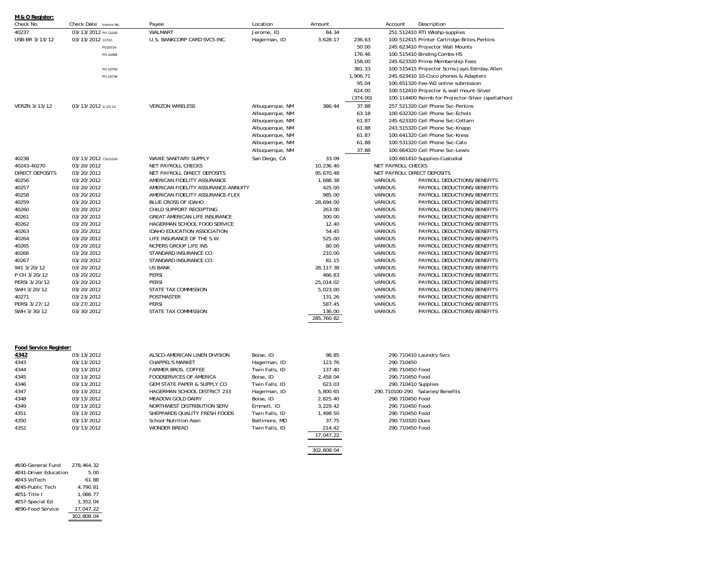**M&O Register:**

| Check No. | Check Date | Invoice No. | Payee | Location | Amount | | Account | Description |
|---|---|---|---|---|---|---|---|---|
| 40237 | 03/13/2012 | PO 11018 | WALMART | Jerome, ID | 84.34 | | 251.512410 | RTI Wkshp-supplies |
| USB-BR 3/13/12 | 03/13/2012 | 31722, | U.S. BANKCORP CARD SVCS INC. | Hagerman, ID | 3,628.17 | 236.63 | 100.512415 | Printer Cartridge-Briles,Perkins |
| | | PO10724 | | | | 50.00 | 245.623410 | Projector Wall Mounts |
| | | PO 10494 | | | | 176.46 | 100.515410 | Binding Combs-HS |
| | | | | | | 158.00 | 245.623320 | Prime Membership Fees |
| | | PO 10750 | | | | 381.33 | 100.515415 | Projector Scrns-Jayo,Estrday,Allen |
| | | PO 10736 | | | | 1,906.71 | 245.623410 | 10-Cisco phones & Adapters |
| | | | | | | 95.04 | 100.651320 | Fee-W2 online submission |
| | | | | | | 624.00 | 100.512410 | Projector & wall mount-Silver |
| | | | | | | (374.00) | 100.114400 | Reimb for Projector-Silver (spellathon) |
| VERZN 3/13/12 | 03/13/2012 | 1/23/12 | VERIZON WIRELESS | Albuquerque, NM | 386.44 | 37.88 | 257.521320 | Cell Phone Svc-Perkins |
| | | | | Albuquerque, NM | | 63.18 | 100.632320 | Cell Phone Svc-Echols |
| | | | | Albuquerque, NM | | 61.87 | 245.623320 | Cell Phone Svc-Cottam |
| | | | | Albuquerque, NM | | 61.88 | 243.515320 | Cell Phone Svc-Knapp |
| | | | | Albuquerque, NM | | 61.87 | 100.641320 | Cell Phone Svc-Kress |
| | | | | Albuquerque, NM | | 61.88 | 100.531320 | Cell Phone Svc-Cato |
| | | | | Albuquerque, NM | | 37.88 | 100.664320 | Cell Phone Svc-Lewis |
| 40238 | 03/13/2012 | 73121510 | WAXIE SANITARY SUPPLY | San Diego, CA | 33.09 | | 100.661410 | Supplies-Custodial |
| 40243-40270 | 03/20/2012 | | NET PAYROLL CHECKS | | 10,236.40 | | NET PAYROLL CHECKS | |
| DIRECT DEPOSITS | 03/20/2012 | | NET PAYROLL DIRECT DEPOSITS | | 95,670.48 | | NET PAYROLL DIRECT DEPOSITS | |
| 40256 | 03/20/2012 | | AMERICAN FIDELITY ASSURANCE | | 1,688.38 | | VARIOUS | PAYROLL DEDUCTIONS/BENEFITS |
| 40257 | 03/20/2012 | | AMERICAN FIDELITY ASSURANCE-ANNUITY | | 425.00 | | VARIOUS | PAYROLL DEDUCTIONS/BENEFITS |
| 40258 | 03/20/2012 | | AMERICAN FIDELITY ASSURANCE-FLEX | | 985.00 | | VARIOUS | PAYROLL DEDUCTIONS/BENEFITS |
| 40259 | 03/20/2012 | | BLUE CROSS OF IDAHO | | 28,694.00 | | VARIOUS | PAYROLL DEDUCTIONS/BENEFITS |
| 40260 | 03/20/2012 | | CHILD SUPPORT RECEIPTING | | 263.00 | | VARIOUS | PAYROLL DEDUCTIONS/BENEFITS |
| 40261 | 03/20/2012 | | GREAT AMERICAN LIFE INSURANCE | | 300.00 | | VARIOUS | PAYROLL DEDUCTIONS/BENEFITS |
| 40262 | 03/20/2012 | | HAGERMAN SCHOOL FOOD SERVICE | | 12.40 | | VARIOUS | PAYROLL DEDUCTIONS/BENEFITS |
| 40263 | 03/20/2012 | | IDAHO EDUCATION ASSOCIATION | | 54.45 | | VARIOUS | PAYROLL DEDUCTIONS/BENEFITS |
| 40264 | 03/20/2012 | | LIFE INSURANCE OF THE S.W. | | 525.00 | | VARIOUS | PAYROLL DEDUCTIONS/BENEFITS |
| 40265 | 03/20/2012 | | NCPERS GROUP LIFE INS | | 80.00 | | VARIOUS | PAYROLL DEDUCTIONS/BENEFITS |
| 40266 | 03/20/2012 | | STANDARD INSURANCE CO. | | 210.00 | | VARIOUS | PAYROLL DEDUCTIONS/BENEFITS |
| 40267 | 03/20/2012 | | STANDARD INSURANCE CO. | | 81.15 | | VARIOUS | PAYROLL DEDUCTIONS/BENEFITS |
| 941 3/20/12 | 03/20/2012 | | US BANK | | 28,117.38 | | VARIOUS | PAYROLL DEDUCTIONS/BENEFITS |
| P CH 3/20/12 | 03/20/2012 | | PERSI | | 466.83 | | VARIOUS | PAYROLL DEDUCTIONS/BENEFITS |
| PERSI 3/20/12 | 03/20/2012 | | PERSI | | 25,014.02 | | VARIOUS | PAYROLL DEDUCTIONS/BENEFITS |
| SWH 3/20/12 | 03/20/2012 | | STATE TAX COMMISSION | | 5,023.00 | | VARIOUS | PAYROLL DEDUCTIONS/BENEFITS |
| 40271 | 03/23/2012 | | POSTMASTER | | 131.26 | | VARIOUS | PAYROLL DEDUCTIONS/BENEFITS |
| PERSI 3/27/12 | 03/27/2012 | | PERSI | | 587.45 | | VARIOUS | PAYROLL DEDUCTIONS/BENEFITS |
| SWH 3/30/12 | 03/30/2012 | | STATE TAX COMMISSION | | 136.00 | | VARIOUS | PAYROLL DEDUCTIONS/BENEFITS |
| | | | | | 285,760.82 | | | |

**Food Service Register:**

| Check No. | Check Date | Payee | Location | Amount | Account | Description |
|---|---|---|---|---|---|---|
| **4342** | 03/13/2012 | ALSCO-AMERICAN LINEN DIVISION | Boise, ID | 98.85 | 290.710410 | Laundry Svcs |
| 4343 | 03/13/2012 | CHAPPEL'S MARKET | Hagerman, ID | 123.76 | 290.710450 | |
| 4344 | 03/13/2012 | FARMER BROS. COFFEE | Twin Falls, ID | 137.40 | 290.710450 | Food |
| 4345 | 03/13/2012 | FOODSERVICES OF AMERICA | Boise, ID | 2,458.04 | 290.710450 | Food |
| 4346 | 03/13/2012 | GEM STATE PAPER & SUPPLY CO | Twin Falls, ID | 623.03 | 290.710410 | Supplies |
| 4347 | 03/13/2012 | HAGERMAN SCHOOL DISTRICT 233 | Hagerman, ID | 5,800.65 | 290.710100-290 | Salaries/Benefits |
| 4348 | 03/13/2012 | MEADOW GOLD DAIRY | Boise, ID | 2,825.40 | 290.710450 | Food |
| 4349 | 03/13/2012 | NORTHWEST DISTRIBUTION SERV | Emmett, ID | 3,229.42 | 290.710450 | Food |
| 4351 | 03/13/2012 | SHEPPARDS QUALITY FRESH FOODS | Twin Falls, ID | 1,498.50 | 290.710450 | Food |
| 4350 | 03/13/2012 | School Nutrition Assn | Baltimore, MD | 37.75 | 290.710320 | Dues |
| 4352 | 03/13/2012 | WONDER BREAD | Twin Falls, ID | 214.42 | 290.710450 | Food |
| | | | | 17,047.22 | | |
| | | | | 302,808.04 | | |

| | |
|---|---|
| #100-General Fund | 278,464.32 |
| #241-Driver Education | 5.00 |
| #243-VoTech | 61.88 |
| #245-Public Tech | 4,790.81 |
| #251-Title I | 1,086.77 |
| #257-Special Ed | 1,352.04 |
| #290-Food Service | 17,047.22 |
| | 302,808.04 |